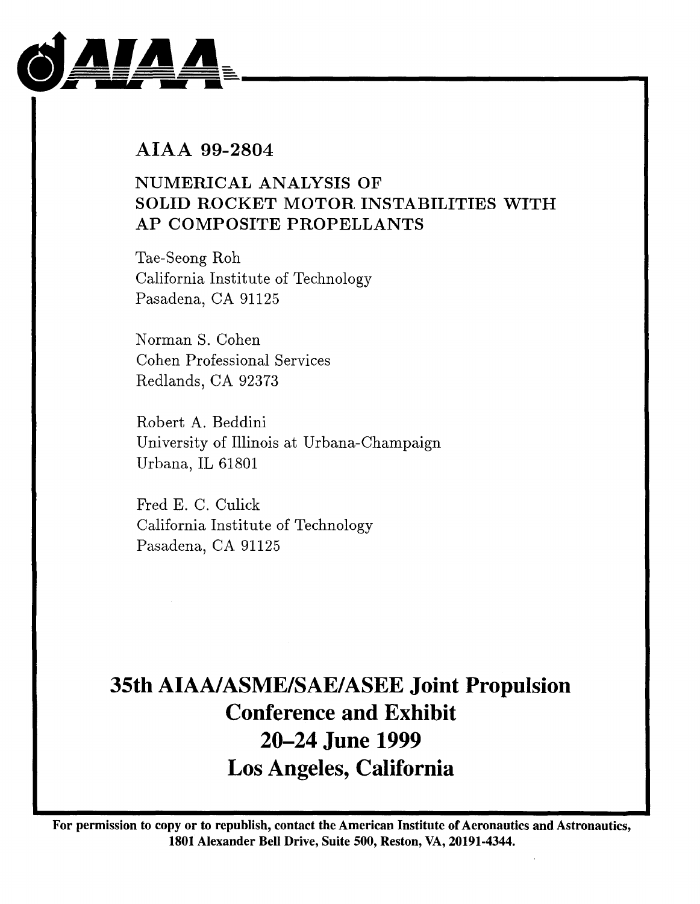AIAA

# AIAA 99-2804

## NUMERICAL ANALYSIS OF SOLID ROCKET MOTOR INSTABILITIES WITH AP COMPOSITE PROPELLANTS

Tae-Seong Roh
California Institute of Technology
Pasadena, CA 91125

Norman S. Cohen
Cohen Professional Services
Redlands, CA 92373

Robert A. Beddini
University of Illinois at Urbana-Champaign
Urbana, IL 61801

Fred E. C. Culick
California Institute of Technology
Pasadena, CA 91125

**35th AIAA/ASME/SAE/ASEE Joint Propulsion Conference and Exhibit**
**20–24 June 1999**
**Los Angeles, California**

**For permission to copy or to republish, contact the American Institute of Aeronautics and Astronautics, 1801 Alexander Bell Drive, Suite 500, Reston, VA, 20191-4344.**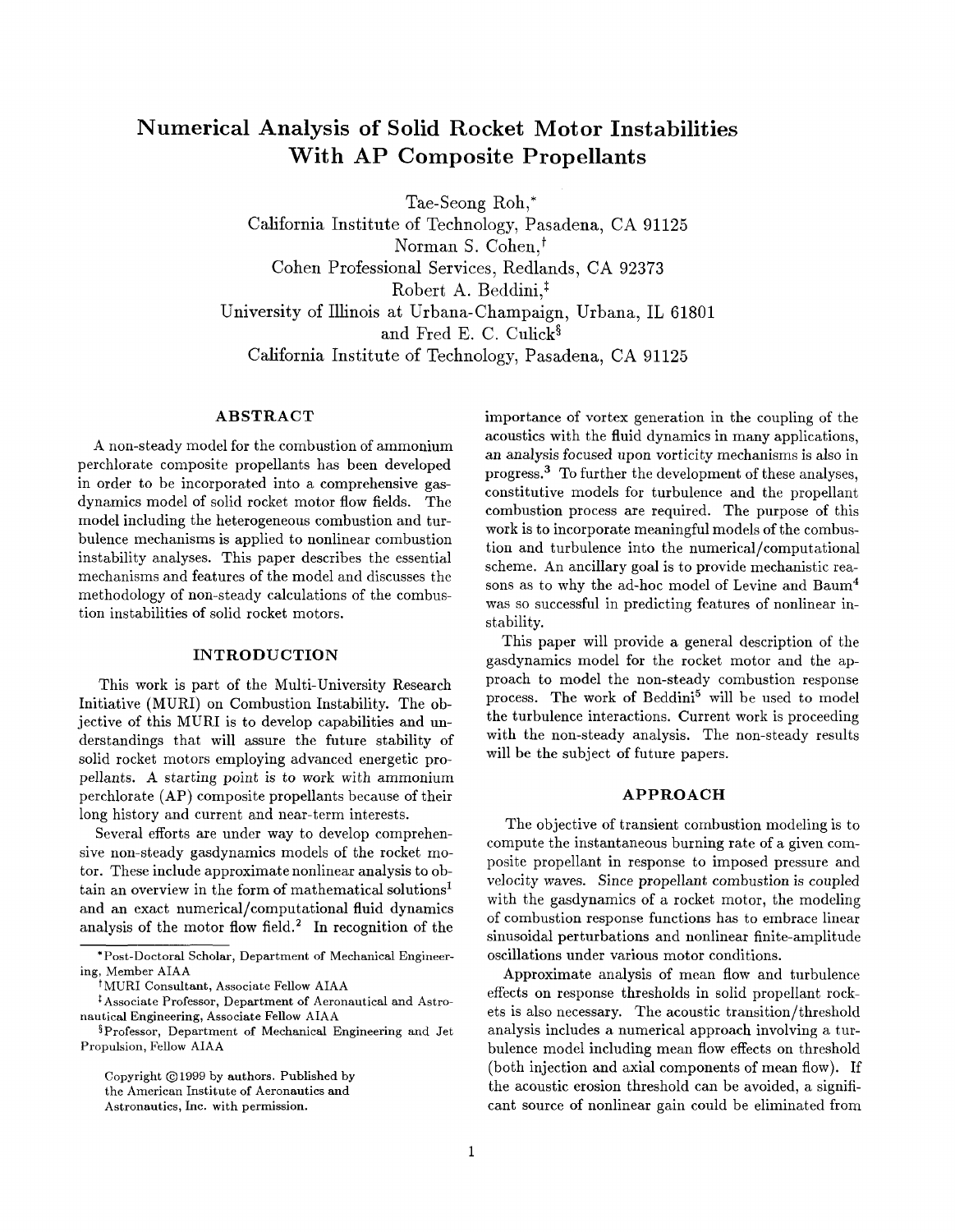# Numerical Analysis of Solid Rocket Motor Instabilities With AP Composite Propellants

Tae-Seong Roh,*
California Institute of Technology, Pasadena, CA 91125
Norman S. Cohen,†
Cohen Professional Services, Redlands, CA 92373
Robert A. Beddini,‡
University of Illinois at Urbana-Champaign, Urbana, IL 61801
and Fred E. C. Culick§
California Institute of Technology, Pasadena, CA 91125

## ABSTRACT

A non-steady model for the combustion of ammonium perchlorate composite propellants has been developed in order to be incorporated into a comprehensive gasdynamics model of solid rocket motor flow fields. The model including the heterogeneous combustion and turbulence mechanisms is applied to nonlinear combustion instability analyses. This paper describes the essential mechanisms and features of the model and discusses the methodology of non-steady calculations of the combustion instabilities of solid rocket motors.

## INTRODUCTION

This work is part of the Multi-University Research Initiative (MURI) on Combustion Instability. The objective of this MURI is to develop capabilities and understandings that will assure the future stability of solid rocket motors employing advanced energetic propellants. A starting point is to work with ammonium perchlorate (AP) composite propellants because of their long history and current and near-term interests.

Several efforts are under way to develop comprehensive non-steady gasdynamics models of the rocket motor. These include approximate nonlinear analysis to obtain an overview in the form of mathematical solutions[1] and an exact numerical/computational fluid dynamics analysis of the motor flow field.[2] In recognition of the importance of vortex generation in the coupling of the acoustics with the fluid dynamics in many applications, an analysis focused upon vorticity mechanisms is also in progress.[3] To further the development of these analyses, constitutive models for turbulence and the propellant combustion process are required. The purpose of this work is to incorporate meaningful models of the combustion and turbulence into the numerical/computational scheme. An ancillary goal is to provide mechanistic reasons as to why the ad-hoc model of Levine and Baum[4] was so successful in predicting features of nonlinear instability.

This paper will provide a general description of the gasdynamics model for the rocket motor and the approach to model the non-steady combustion response process. The work of Beddini[5] will be used to model the turbulence interactions. Current work is proceeding with the non-steady analysis. The non-steady results will be the subject of future papers.

## APPROACH

The objective of transient combustion modeling is to compute the instantaneous burning rate of a given composite propellant in response to imposed pressure and velocity waves. Since propellant combustion is coupled with the gasdynamics of a rocket motor, the modeling of combustion response functions has to embrace linear sinusoidal perturbations and nonlinear finite-amplitude oscillations under various motor conditions.

Approximate analysis of mean flow and turbulence effects on response thresholds in solid propellant rockets is also necessary. The acoustic transition/threshold analysis includes a numerical approach involving a turbulence model including mean flow effects on threshold (both injection and axial components of mean flow). If the acoustic erosion threshold can be avoided, a significant source of nonlinear gain could be eliminated from

---

*Post-Doctoral Scholar, Department of Mechanical Engineering, Member AIAA

†MURI Consultant, Associate Fellow AIAA

‡Associate Professor, Department of Aeronautical and Astronautical Engineering, Associate Fellow AIAA

§Professor, Department of Mechanical Engineering and Jet Propulsion, Fellow AIAA

Copyright ©1999 by authors. Published by the American Institute of Aeronautics and Astronautics, Inc. with permission.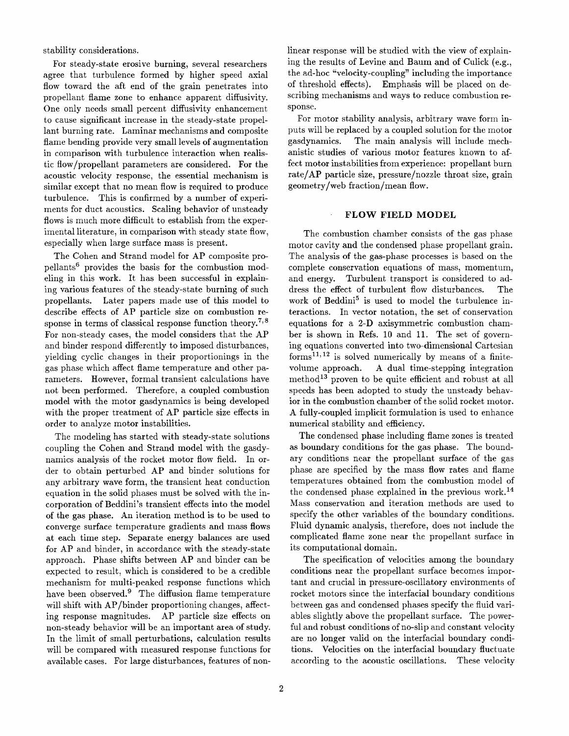stability considerations.

For steady-state erosive burning, several researchers agree that turbulence formed by higher speed axial flow toward the aft end of the grain penetrates into propellant flame zone to enhance apparent diffusivity. One only needs small percent diffusivity enhancement to cause significant increase in the steady-state propellant burning rate. Laminar mechanisms and composite flame bending provide very small levels of augmentation in comparison with turbulence interaction when realistic flow/propellant parameters are considered. For the acoustic velocity response, the essential mechanism is similar except that no mean flow is required to produce turbulence. This is confirmed by a number of experiments for duct acoustics. Scaling behavior of unsteady flows is much more difficult to establish from the experimental literature, in comparison with steady state flow, especially when large surface mass is present.

The Cohen and Strand model for AP composite propellants[6] provides the basis for the combustion modeling in this work. It has been successful in explaining various features of the steady-state burning of such propellants. Later papers made use of this model to describe effects of AP particle size on combustion response in terms of classical response function theory.[7,8] For non-steady cases, the model considers that the AP and binder respond differently to imposed disturbances, yielding cyclic changes in their proportionings in the gas phase which affect flame temperature and other parameters. However, formal transient calculations have not been performed. Therefore, a coupled combustion model with the motor gasdynamics is being developed with the proper treatment of AP particle size effects in order to analyze motor instabilities.

The modeling has started with steady-state solutions coupling the Cohen and Strand model with the gasdynamics analysis of the rocket motor flow field. In order to obtain perturbed AP and binder solutions for any arbitrary wave form, the transient heat conduction equation in the solid phases must be solved with the incorporation of Beddini's transient effects into the model of the gas phase. An iteration method is to be used to converge surface temperature gradients and mass flows at each time step. Separate energy balances are used for AP and binder, in accordance with the steady-state approach. Phase shifts between AP and binder can be expected to result, which is considered to be a credible mechanism for multi-peaked response functions which have been observed.[9] The diffusion flame temperature will shift with AP/binder proportioning changes, affecting response magnitudes. AP particle size effects on non-steady behavior will be an important area of study. In the limit of small perturbations, calculation results will be compared with measured response functions for available cases. For large disturbances, features of nonlinear response will be studied with the view of explaining the results of Levine and Baum and of Culick (e.g., the ad-hoc "velocity-coupling" including the importance of threshold effects). Emphasis will be placed on describing mechanisms and ways to reduce combustion response.

For motor stability analysis, arbitrary wave form inputs will be replaced by a coupled solution for the motor gasdynamics. The main analysis will include mechanistic studies of various motor features known to affect motor instabilities from experience: propellant burn rate/AP particle size, pressure/nozzle throat size, grain geometry/web fraction/mean flow.

## FLOW FIELD MODEL

The combustion chamber consists of the gas phase motor cavity and the condensed phase propellant grain. The analysis of the gas-phase processes is based on the complete conservation equations of mass, momentum, and energy. Turbulent transport is considered to address the effect of turbulent flow disturbances. The work of Beddini[5] is used to model the turbulence interactions. In vector notation, the set of conservation equations for a 2-D axisymmetric combustion chamber is shown in Refs. 10 and 11. The set of governing equations converted into two-dimensional Cartesian forms[11,12] is solved numerically by means of a finite-volume approach. A dual time-stepping integration method[13] proven to be quite efficient and robust at all speeds has been adopted to study the unsteady behavior in the combustion chamber of the solid rocket motor. A fully-coupled implicit formulation is used to enhance numerical stability and efficiency.

The condensed phase including flame zones is treated as boundary conditions for the gas phase. The boundary conditions near the propellant surface of the gas phase are specified by the mass flow rates and flame temperatures obtained from the combustion model of the condensed phase explained in the previous work.[14] Mass conservation and iteration methods are used to specify the other variables of the boundary conditions. Fluid dynamic analysis, therefore, does not include the complicated flame zone near the propellant surface in its computational domain.

The specification of velocities among the boundary conditions near the propellant surface becomes important and crucial in pressure-oscillatory environments of rocket motors since the interfacial boundary conditions between gas and condensed phases specify the fluid variables slightly above the propellant surface. The powerful and robust conditions of no-slip and constant velocity are no longer valid on the interfacial boundary conditions. Velocities on the interfacial boundary fluctuate according to the acoustic oscillations. These velocity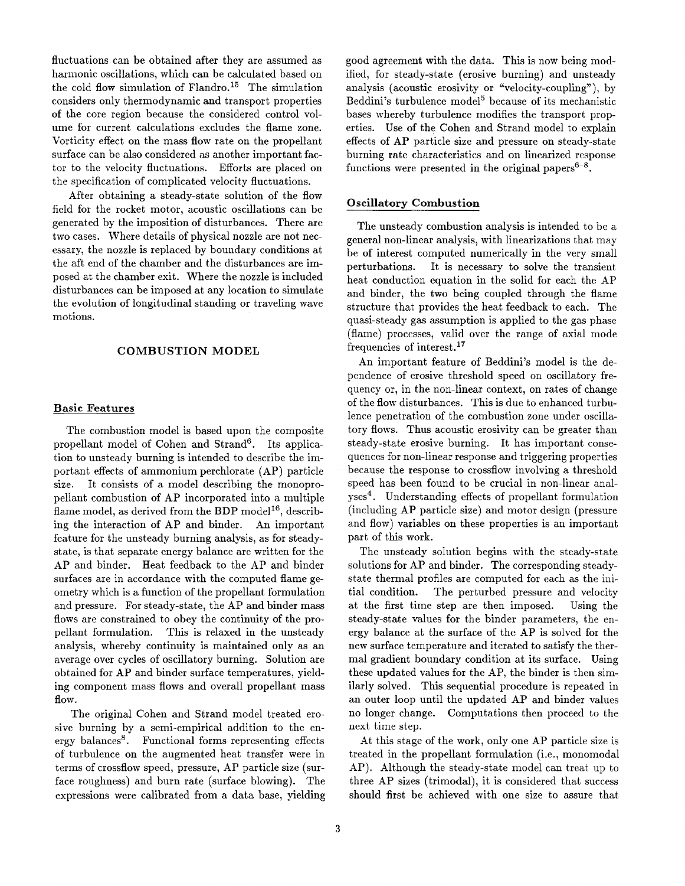fluctuations can be obtained after they are assumed as harmonic oscillations, which can be calculated based on the cold flow simulation of Flandro.[15] The simulation considers only thermodynamic and transport properties of the core region because the considered control volume for current calculations excludes the flame zone. Vorticity effect on the mass flow rate on the propellant surface can be also considered as another important factor to the velocity fluctuations. Efforts are placed on the specification of complicated velocity fluctuations.

After obtaining a steady-state solution of the flow field for the rocket motor, acoustic oscillations can be generated by the imposition of disturbances. There are two cases. Where details of physical nozzle are not necessary, the nozzle is replaced by boundary conditions at the aft end of the chamber and the disturbances are imposed at the chamber exit. Where the nozzle is included disturbances can be imposed at any location to simulate the evolution of longitudinal standing or traveling wave motions.

## COMBUSTION MODEL

### Basic Features

The combustion model is based upon the composite propellant model of Cohen and Strand[6]. Its application to unsteady burning is intended to describe the important effects of ammonium perchlorate (AP) particle size. It consists of a model describing the monopropellant combustion of AP incorporated into a multiple flame model, as derived from the BDP model[16], describing the interaction of AP and binder. An important feature for the unsteady burning analysis, as for steady-state, is that separate energy balance are written for the AP and binder. Heat feedback to the AP and binder surfaces are in accordance with the computed flame geometry which is a function of the propellant formulation and pressure. For steady-state, the AP and binder mass flows are constrained to obey the continuity of the propellant formulation. This is relaxed in the unsteady analysis, whereby continuity is maintained only as an average over cycles of oscillatory burning. Solution are obtained for AP and binder surface temperatures, yielding component mass flows and overall propellant mass flow.

The original Cohen and Strand model treated erosive burning by a semi-empirical addition to the energy balances[8]. Functional forms representing effects of turbulence on the augmented heat transfer were in terms of crossflow speed, pressure, AP particle size (surface roughness) and burn rate (surface blowing). The expressions were calibrated from a data base, yielding good agreement with the data. This is now being modified, for steady-state (erosive burning) and unsteady analysis (acoustic erosivity or "velocity-coupling"), by Beddini's turbulence model[5] because of its mechanistic bases whereby turbulence modifies the transport properties. Use of the Cohen and Strand model to explain effects of AP particle size and pressure on steady-state burning rate characteristics and on linearized response functions were presented in the original papers[6-8].

### Oscillatory Combustion

The unsteady combustion analysis is intended to be a general non-linear analysis, with linearizations that may be of interest computed numerically in the very small perturbations. It is necessary to solve the transient heat conduction equation in the solid for each the AP and binder, the two being coupled through the flame structure that provides the heat feedback to each. The quasi-steady gas assumption is applied to the gas phase (flame) processes, valid over the range of axial mode frequencies of interest.[17]

An important feature of Beddini's model is the dependence of erosive threshold speed on oscillatory frequency or, in the non-linear context, on rates of change of the flow disturbances. This is due to enhanced turbulence penetration of the combustion zone under oscillatory flows. Thus acoustic erosivity can be greater than steady-state erosive burning. It has important consequences for non-linear response and triggering properties because the response to crossflow involving a threshold speed has been found to be crucial in non-linear analyses[4]. Understanding effects of propellant formulation (including AP particle size) and motor design (pressure and flow) variables on these properties is an important part of this work.

The unsteady solution begins with the steady-state solutions for AP and binder. The corresponding steady-state thermal profiles are computed for each as the initial condition. The perturbed pressure and velocity at the first time step are then imposed. Using the steady-state values for the binder parameters, the energy balance at the surface of the AP is solved for the new surface temperature and iterated to satisfy the thermal gradient boundary condition at its surface. Using these updated values for the AP, the binder is then similarly solved. This sequential procedure is repeated in an outer loop until the updated AP and binder values no longer change. Computations then proceed to the next time step.

At this stage of the work, only one AP particle size is treated in the propellant formulation (i.e., monomodal AP). Although the steady-state model can treat up to three AP sizes (trimodal), it is considered that success should first be achieved with one size to assure that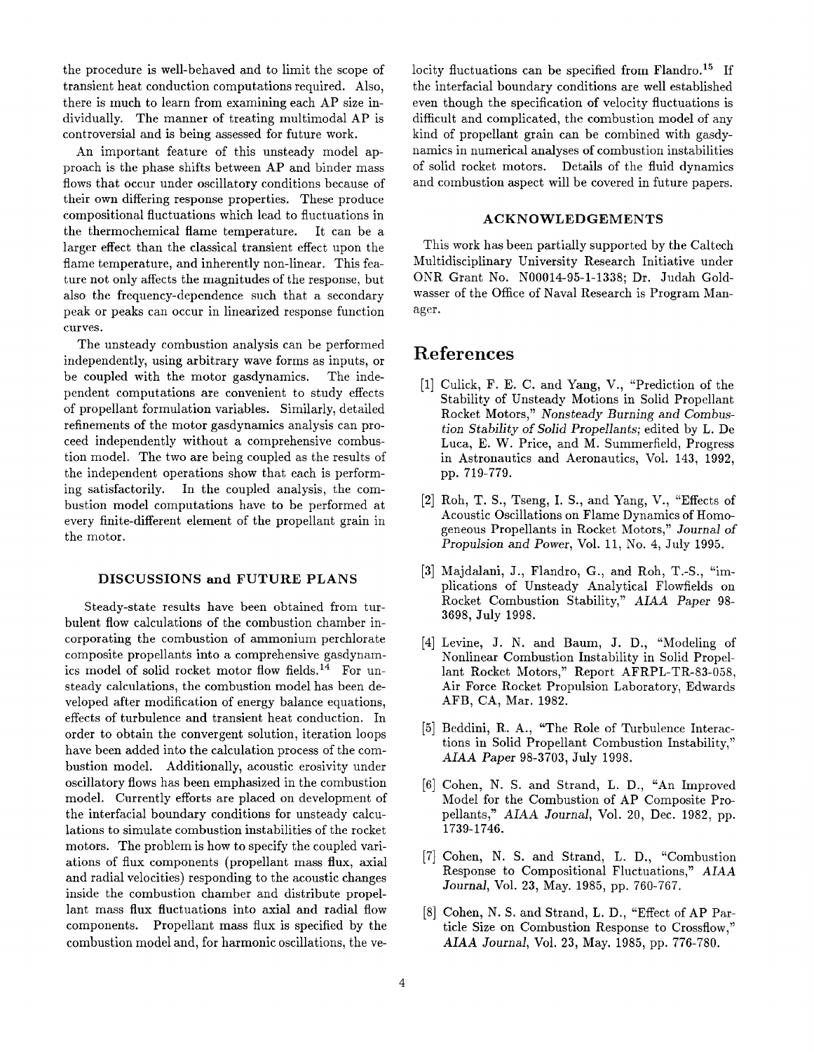the procedure is well-behaved and to limit the scope of transient heat conduction computations required. Also, there is much to learn from examining each AP size individually. The manner of treating multimodal AP is controversial and is being assessed for future work.

An important feature of this unsteady model approach is the phase shifts between AP and binder mass flows that occur under oscillatory conditions because of their own differing response properties. These produce compositional fluctuations which lead to fluctuations in the thermochemical flame temperature. It can be a larger effect than the classical transient effect upon the flame temperature, and inherently non-linear. This feature not only affects the magnitudes of the response, but also the frequency-dependence such that a secondary peak or peaks can occur in linearized response function curves.

The unsteady combustion analysis can be performed independently, using arbitrary wave forms as inputs, or be coupled with the motor gasdynamics. The independent computations are convenient to study effects of propellant formulation variables. Similarly, detailed refinements of the motor gasdynamics analysis can proceed independently without a comprehensive combustion model. The two are being coupled as the results of the independent operations show that each is performing satisfactorily. In the coupled analysis, the combustion model computations have to be performed at every finite-different element of the propellant grain in the motor.

### DISCUSSIONS and FUTURE PLANS

Steady-state results have been obtained from turbulent flow calculations of the combustion chamber incorporating the combustion of ammonium perchlorate composite propellants into a comprehensive gasdynamics model of solid rocket motor flow fields.[14] For unsteady calculations, the combustion model has been developed after modification of energy balance equations, effects of turbulence and transient heat conduction. In order to obtain the convergent solution, iteration loops have been added into the calculation process of the combustion model. Additionally, acoustic erosivity under oscillatory flows has been emphasized in the combustion model. Currently efforts are placed on development of the interfacial boundary conditions for unsteady calculations to simulate combustion instabilities of the rocket motors. The problem is how to specify the coupled variations of flux components (propellant mass flux, axial and radial velocities) responding to the acoustic changes inside the combustion chamber and distribute propellant mass flux fluctuations into axial and radial flow components. Propellant mass flux is specified by the combustion model and, for harmonic oscillations, the velocity fluctuations can be specified from Flandro.[15] If the interfacial boundary conditions are well established even though the specification of velocity fluctuations is difficult and complicated, the combustion model of any kind of propellant grain can be combined with gasdynamics in numerical analyses of combustion instabilities of solid rocket motors. Details of the fluid dynamics and combustion aspect will be covered in future papers.

### ACKNOWLEDGEMENTS

This work has been partially supported by the Caltech Multidisciplinary University Research Initiative under ONR Grant No. N00014-95-1-1338; Dr. Judah Goldwasser of the Office of Naval Research is Program Manager.

## References

[1] Culick, F. E. C. and Yang, V., "Prediction of the Stability of Unsteady Motions in Solid Propellant Rocket Motors," *Nonsteady Burning and Combustion Stability of Solid Propellants;* edited by L. De Luca, E. W. Price, and M. Summerfield, Progress in Astronautics and Aeronautics, Vol. 143, 1992, pp. 719-779.

[2] Roh, T. S., Tseng, I. S., and Yang, V., "Effects of Acoustic Oscillations on Flame Dynamics of Homogeneous Propellants in Rocket Motors," *Journal of Propulsion and Power*, Vol. 11, No. 4, July 1995.

[3] Majdalani, J., Flandro, G., and Roh, T.-S., "implications of Unsteady Analytical Flowfields on Rocket Combustion Stability," *AIAA Paper* 98-3698, July 1998.

[4] Levine, J. N. and Baum, J. D., "Modeling of Nonlinear Combustion Instability in Solid Propellant Rocket Motors," Report AFRPL-TR-83-058, Air Force Rocket Propulsion Laboratory, Edwards AFB, CA, Mar. 1982.

[5] Beddini, R. A., "The Role of Turbulence Interactions in Solid Propellant Combustion Instability," *AIAA Paper* 98-3703, July 1998.

[6] Cohen, N. S. and Strand, L. D., "An Improved Model for the Combustion of AP Composite Propellants," *AIAA Journal*, Vol. 20, Dec. 1982, pp. 1739-1746.

[7] Cohen, N. S. and Strand, L. D., "Combustion Response to Compositional Fluctuations," *AIAA Journal*, Vol. 23, May. 1985, pp. 760-767.

[8] Cohen, N. S. and Strand, L. D., "Effect of AP Particle Size on Combustion Response to Crossflow," *AIAA Journal*, Vol. 23, May. 1985, pp. 776-780.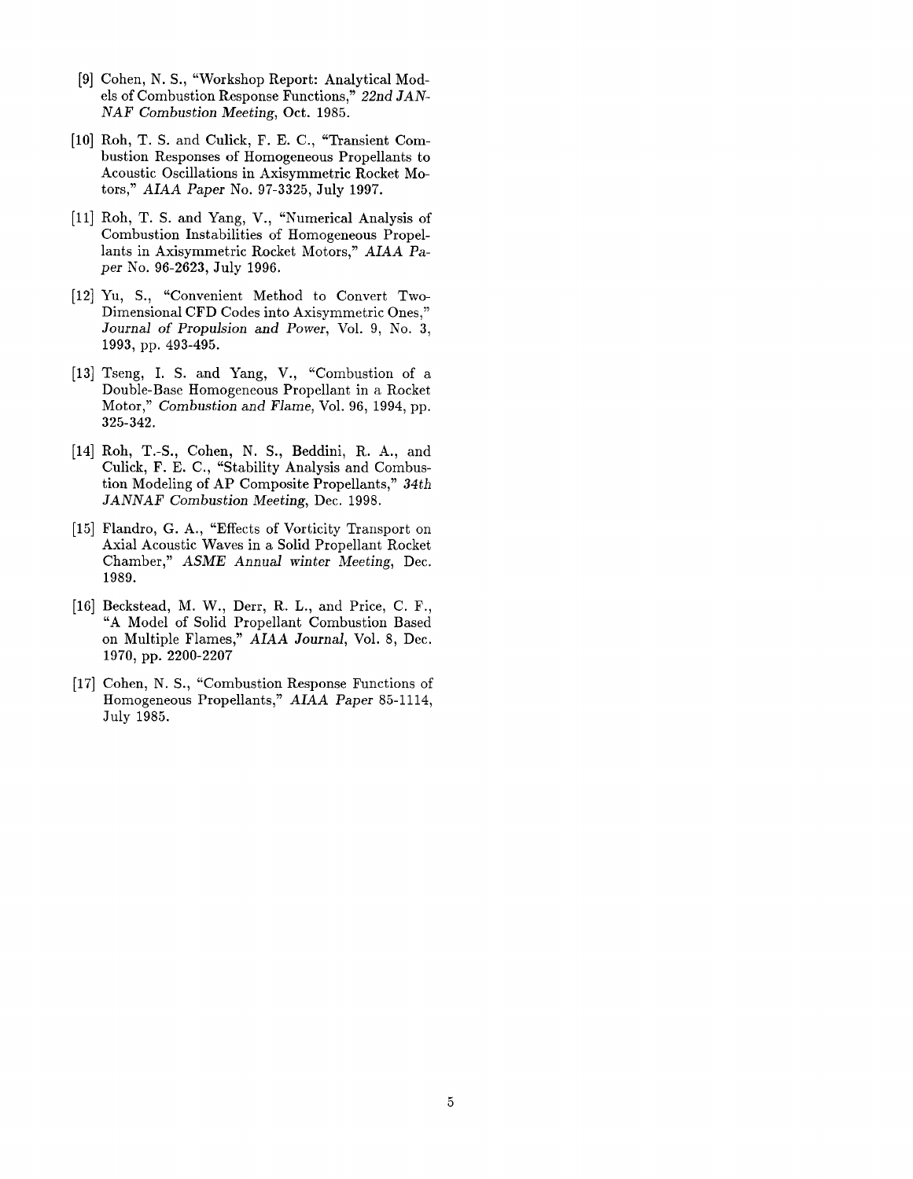[9] Cohen, N. S., "Workshop Report: Analytical Models of Combustion Response Functions," *22nd JANNAF Combustion Meeting*, Oct. 1985.

[10] Roh, T. S. and Culick, F. E. C., "Transient Combustion Responses of Homogeneous Propellants to Acoustic Oscillations in Axisymmetric Rocket Motors," *AIAA Paper* No. 97-3325, July 1997.

[11] Roh, T. S. and Yang, V., "Numerical Analysis of Combustion Instabilities of Homogeneous Propellants in Axisymmetric Rocket Motors," *AIAA Paper* No. 96-2623, July 1996.

[12] Yu, S., "Convenient Method to Convert Two-Dimensional CFD Codes into Axisymmetric Ones," *Journal of Propulsion and Power*, Vol. 9, No. 3, 1993, pp. 493-495.

[13] Tseng, I. S. and Yang, V., "Combustion of a Double-Base Homogeneous Propellant in a Rocket Motor," *Combustion and Flame*, Vol. 96, 1994, pp. 325-342.

[14] Roh, T.-S., Cohen, N. S., Beddini, R. A., and Culick, F. E. C., "Stability Analysis and Combustion Modeling of AP Composite Propellants," *34th JANNAF Combustion Meeting*, Dec. 1998.

[15] Flandro, G. A., "Effects of Vorticity Transport on Axial Acoustic Waves in a Solid Propellant Rocket Chamber," *ASME Annual winter Meeting*, Dec. 1989.

[16] Beckstead, M. W., Derr, R. L., and Price, C. F., "A Model of Solid Propellant Combustion Based on Multiple Flames," *AIAA Journal*, Vol. 8, Dec. 1970, pp. 2200-2207

[17] Cohen, N. S., "Combustion Response Functions of Homogeneous Propellants," *AIAA Paper* 85-1114, July 1985.